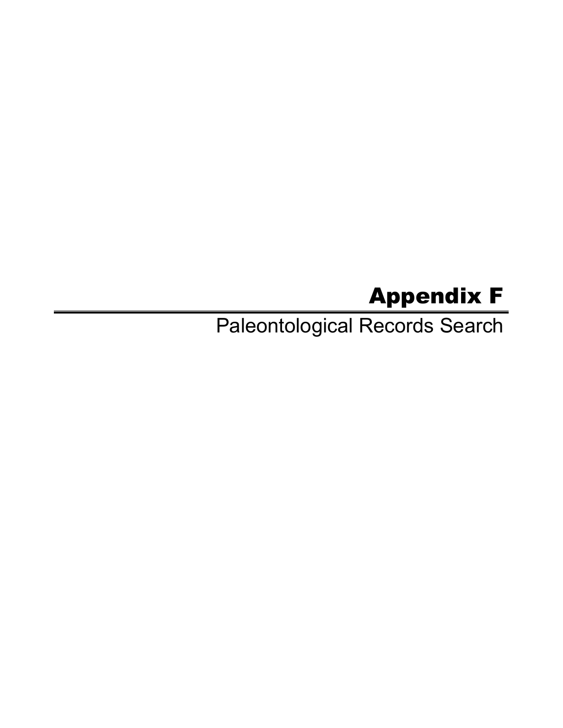# Appendix F

## Paleontological Records Search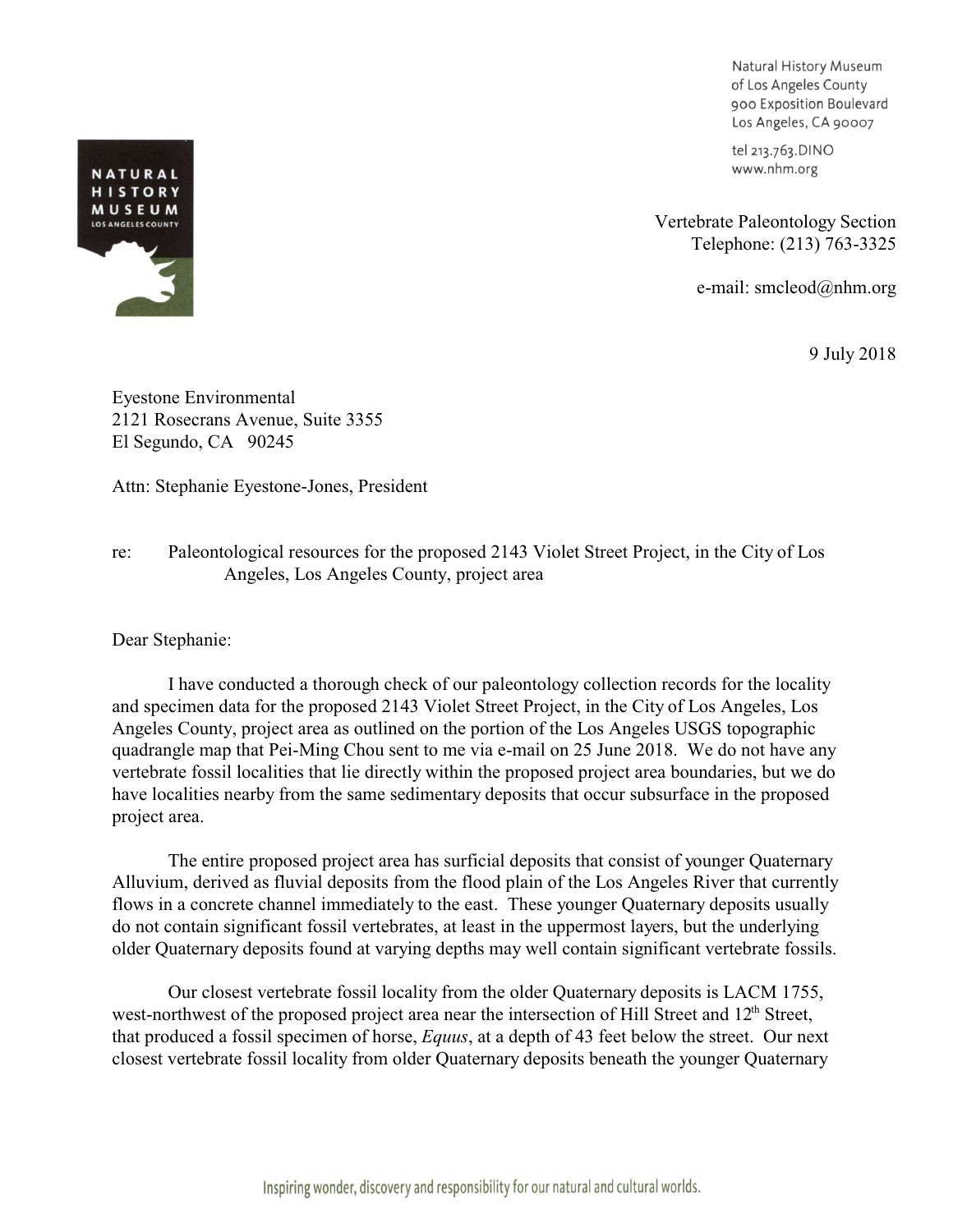Natural History Museum
of Los Angeles County
900 Exposition Boulevard
Los Angeles, CA 90007

tel 213.763.DINO
www.nhm.org

Vertebrate Paleontology Section
Telephone: (213) 763-3325

e-mail: smcleod@nhm.org

9 July 2018

Eyestone Environmental
2121 Rosecrans Avenue, Suite 3355
El Segundo, CA 90245

Attn: Stephanie Eyestone-Jones, President

re: Paleontological resources for the proposed 2143 Violet Street Project, in the City of Los Angeles, Los Angeles County, project area

Dear Stephanie:

I have conducted a thorough check of our paleontology collection records for the locality and specimen data for the proposed 2143 Violet Street Project, in the City of Los Angeles, Los Angeles County, project area as outlined on the portion of the Los Angeles USGS topographic quadrangle map that Pei-Ming Chou sent to me via e-mail on 25 June 2018. We do not have any vertebrate fossil localities that lie directly within the proposed project area boundaries, but we do have localities nearby from the same sedimentary deposits that occur subsurface in the proposed project area.

The entire proposed project area has surficial deposits that consist of younger Quaternary Alluvium, derived as fluvial deposits from the flood plain of the Los Angeles River that currently flows in a concrete channel immediately to the east. These younger Quaternary deposits usually do not contain significant fossil vertebrates, at least in the uppermost layers, but the underlying older Quaternary deposits found at varying depths may well contain significant vertebrate fossils.

Our closest vertebrate fossil locality from the older Quaternary deposits is LACM 1755, west-northwest of the proposed project area near the intersection of Hill Street and 12th Street, that produced a fossil specimen of horse, *Equus*, at a depth of 43 feet below the street. Our next closest vertebrate fossil locality from older Quaternary deposits beneath the younger Quaternary

Inspiring wonder, discovery and responsibility for our natural and cultural worlds.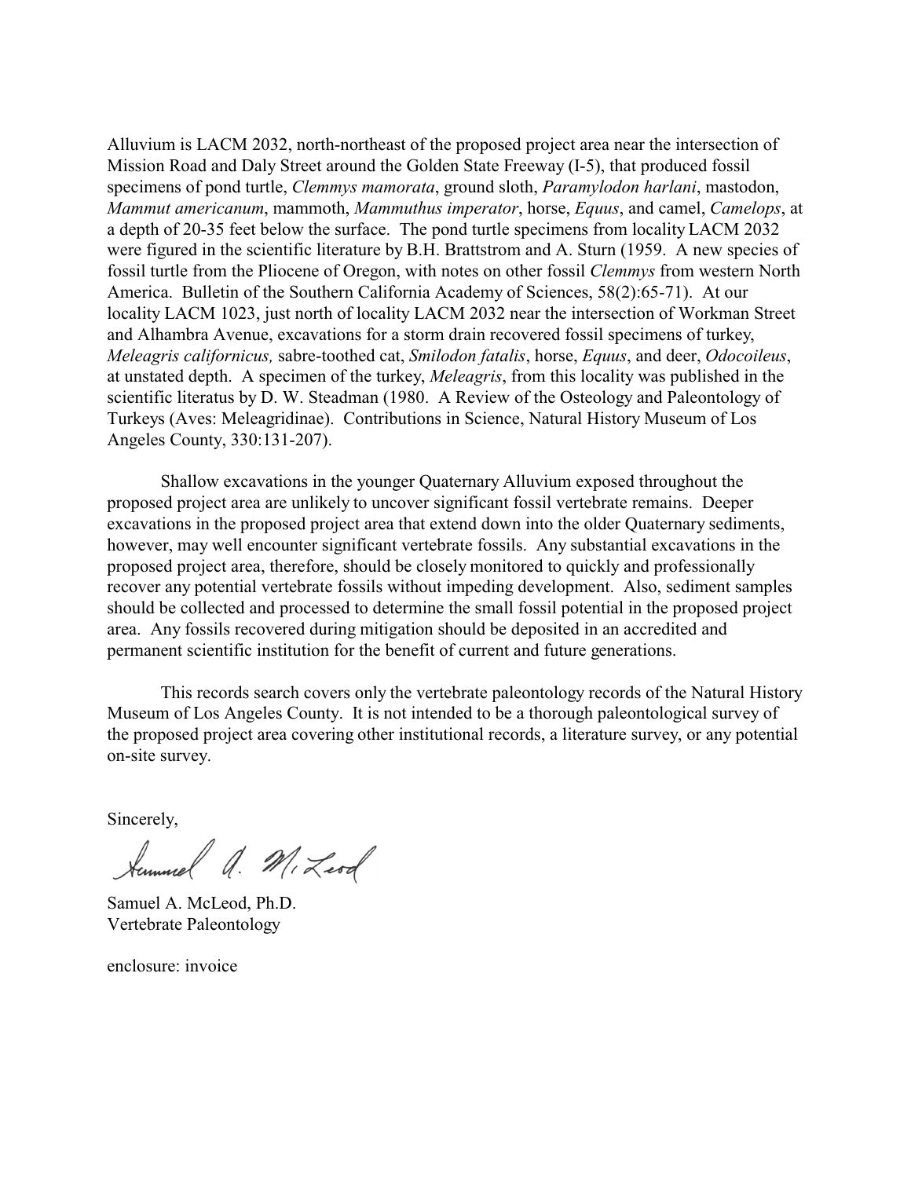Alluvium is LACM 2032, north-northeast of the proposed project area near the intersection of Mission Road and Daly Street around the Golden State Freeway (I-5), that produced fossil specimens of pond turtle, *Clemmys mamorata*, ground sloth, *Paramylodon harlani*, mastodon, *Mammut americanum*, mammoth, *Mammuthus imperator*, horse, *Equus*, and camel, *Camelops*, at a depth of 20-35 feet below the surface. The pond turtle specimens from locality LACM 2032 were figured in the scientific literature by B.H. Brattstrom and A. Sturn (1959. A new species of fossil turtle from the Pliocene of Oregon, with notes on other fossil *Clemmys* from western North America. Bulletin of the Southern California Academy of Sciences, 58(2):65-71). At our locality LACM 1023, just north of locality LACM 2032 near the intersection of Workman Street and Alhambra Avenue, excavations for a storm drain recovered fossil specimens of turkey, *Meleagris californicus,* sabre-toothed cat, *Smilodon fatalis*, horse, *Equus*, and deer, *Odocoileus*, at unstated depth. A specimen of the turkey, *Meleagris*, from this locality was published in the scientific literatus by D. W. Steadman (1980. A Review of the Osteology and Paleontology of Turkeys (Aves: Meleagridinae). Contributions in Science, Natural History Museum of Los Angeles County, 330:131-207).

Shallow excavations in the younger Quaternary Alluvium exposed throughout the proposed project area are unlikely to uncover significant fossil vertebrate remains. Deeper excavations in the proposed project area that extend down into the older Quaternary sediments, however, may well encounter significant vertebrate fossils. Any substantial excavations in the proposed project area, therefore, should be closely monitored to quickly and professionally recover any potential vertebrate fossils without impeding development. Also, sediment samples should be collected and processed to determine the small fossil potential in the proposed project area. Any fossils recovered during mitigation should be deposited in an accredited and permanent scientific institution for the benefit of current and future generations.

This records search covers only the vertebrate paleontology records of the Natural History Museum of Los Angeles County. It is not intended to be a thorough paleontological survey of the proposed project area covering other institutional records, a literature survey, or any potential on-site survey.

Sincerely,

Samuel A. McLeod

Samuel A. McLeod, Ph.D.
Vertebrate Paleontology

enclosure: invoice